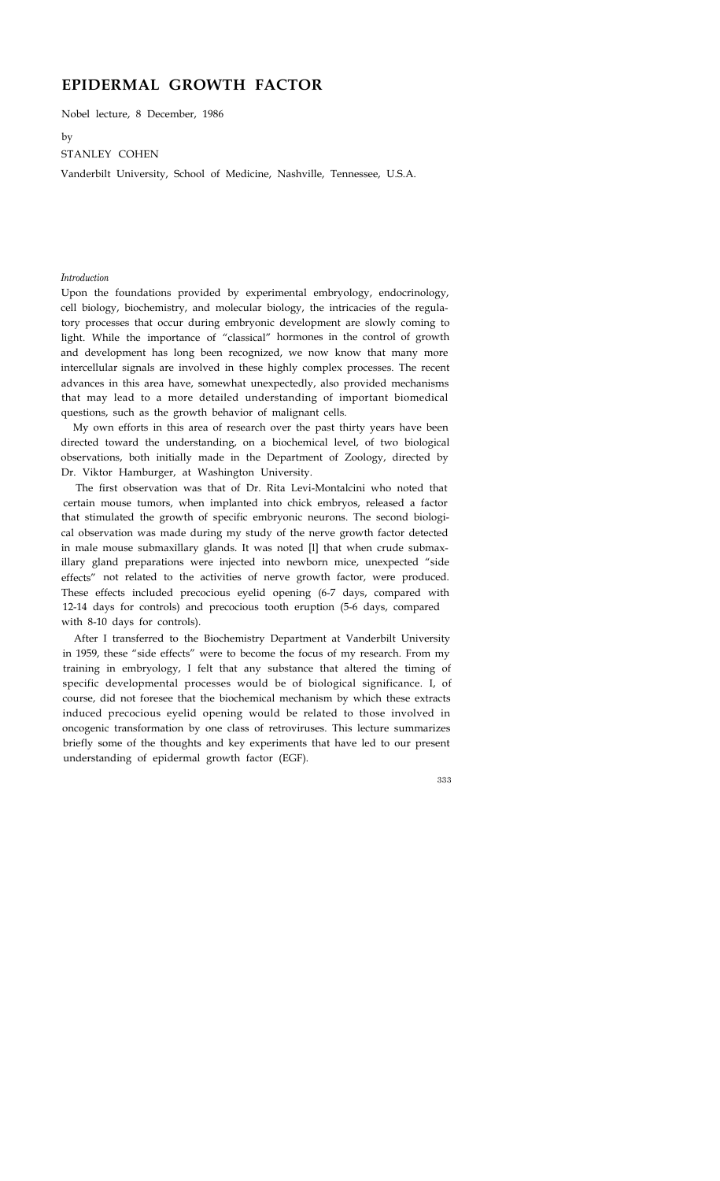# EPIDERMAL GROWTH FACTOR

Nobel lecture, 8 December, 1986

by

STANLEY COHEN

Vanderbilt University, School of Medicine, Nashville, Tennessee, U.S.A.

*Introduction*

Upon the foundations provided by experimental embryology, endocrinology, cell biology, biochemistry, and molecular biology, the intricacies of the regulatory processes that occur during embryonic development are slowly coming to light. While the importance of "classical" hormones in the control of growth and development has long been recognized, we now know that many more intercellular signals are involved in these highly complex processes. The recent advances in this area have, somewhat unexpectedly, also provided mechanisms that may lead to a more detailed understanding of important biomedical questions, such as the growth behavior of malignant cells.

My own efforts in this area of research over the past thirty years have been directed toward the understanding, on a biochemical level, of two biological observations, both initially made in the Department of Zoology, directed by Dr. Viktor Hamburger, at Washington University.

The first observation was that of Dr. Rita Levi-Montalcini who noted that certain mouse tumors, when implanted into chick embryos, released a factor that stimulated the growth of specific embryonic neurons. The second biological observation was made during my study of the nerve growth factor detected in male mouse submaxillary glands. It was noted [l] that when crude submaxillary gland preparations were injected into newborn mice, unexpected "side effects" not related to the activities of nerve growth factor, were produced. These effects included precocious eyelid opening (6-7 days, compared with 12-14 days for controls) and precocious tooth eruption (5-6 days, compared with 8-10 days for controls).

After I transferred to the Biochemistry Department at Vanderbilt University in 1959, these "side effects" were to become the focus of my research. From my training in embryology, I felt that any substance that altered the timing of specific developmental processes would be of biological significance. I, of course, did not foresee that the biochemical mechanism by which these extracts induced precocious eyelid opening would be related to those involved in oncogenic transformation by one class of retroviruses. This lecture summarizes briefly some of the thoughts and key experiments that have led to our present understanding of epidermal growth factor (EGF).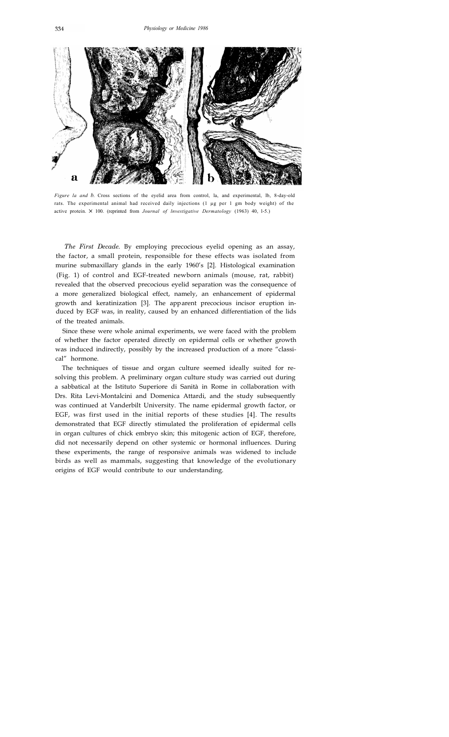*Figure 1a and b.* Cross sections of the eyelid area from control, 1a, and experimental, 1b, 8-day-old rats. The experimental animal had received daily injections (1 μg per 1 gm body weight) of the active protein. × 100. (reprinted from *Journal of Investigative Dermatology* (1963) 40, 1-5.)

*The First Decade.* By employing precocious eyelid opening as an assay, the factor, a small protein, responsible for these effects was isolated from murine submaxillary glands in the early 1960's [2]. Histological examination (Fig. 1) of control and EGF-treated newborn animals (mouse, rat, rabbit) revealed that the observed precocious eyelid separation was the consequence of a more generalized biological effect, namely, an enhancement of epidermal growth and keratinization [3]. The apparent precocious incisor eruption induced by EGF was, in reality, caused by an enhanced differentiation of the lids of the treated animals.

Since these were whole animal experiments, we were faced with the problem of whether the factor operated directly on epidermal cells or whether growth was induced indirectly, possibly by the increased production of a more "classical" hormone.

The techniques of tissue and organ culture seemed ideally suited for resolving this problem. A preliminary organ culture study was carried out during a sabbatical at the Istituto Superiore di Sanità in Rome in collaboration with Drs. Rita Levi-Montalcini and Domenica Attardi, and the study subsequently was continued at Vanderbilt University. The name epidermal growth factor, or EGF, was first used in the initial reports of these studies [4]. The results demonstrated that EGF directly stimulated the proliferation of epidermal cells in organ cultures of chick embryo skin; this mitogenic action of EGF, therefore, did not necessarily depend on other systemic or hormonal influences. During these experiments, the range of responsive animals was widened to include birds as well as mammals, suggesting that knowledge of the evolutionary origins of EGF would contribute to our understanding.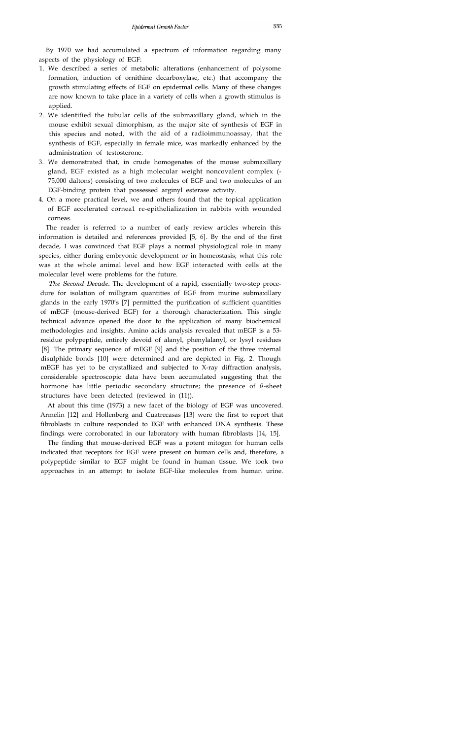By 1970 we had accumulated a spectrum of information regarding many aspects of the physiology of EGF:

1. We described a series of metabolic alterations (enhancement of polysome formation, induction of ornithine decarboxylase, etc.) that accompany the growth stimulating effects of EGF on epidermal cells. Many of these changes are now known to take place in a variety of cells when a growth stimulus is applied.
2. We identified the tubular cells of the submaxillary gland, which in the mouse exhibit sexual dimorphism, as the major site of synthesis of EGF in this species and noted, with the aid of a radioimmunoassay, that the synthesis of EGF, especially in female mice, was markedly enhanced by the administration of testosterone.
3. We demonstrated that, in crude homogenates of the mouse submaxillary gland, EGF existed as a high molecular weight noncovalent complex (-75,000 daltons) consisting of two molecules of EGF and two molecules of an EGF-binding protein that possessed arginyl esterase activity.
4. On a more practical level, we and others found that the topical application of EGF accelerated cornea1 re-epithelialization in rabbits with wounded corneas.

The reader is referred to a number of early review articles wherein this information is detailed and references provided [5, 6]. By the end of the first decade, I was convinced that EGF plays a normal physiological role in many species, either during embryonic development or in homeostasis; what this role was at the whole animal level and how EGF interacted with cells at the molecular level were problems for the future.

*The Second Decade.* The development of a rapid, essentially two-step procedure for isolation of milligram quantities of EGF from murine submaxillary glands in the early 1970's [7] permitted the purification of sufficient quantities of mEGF (mouse-derived EGF) for a thorough characterization. This single technical advance opened the door to the application of many biochemical methodologies and insights. Amino acids analysis revealed that mEGF is a 53-residue polypeptide, entirely devoid of alanyl, phenylalanyl, or lysyl residues [8]. The primary sequence of mEGF [9] and the position of the three internal disulphide bonds [10] were determined and are depicted in Fig. 2. Though mEGF has yet to be crystallized and subjected to X-ray diffraction analysis, considerable spectroscopic data have been accumulated suggesting that the hormone has little periodic secondary structure; the presence of ß-sheet structures have been detected (reviewed in (11)).

At about this time (1973) a new facet of the biology of EGF was uncovered. Armelin [12] and Hollenberg and Cuatrecasas [13] were the first to report that fibroblasts in culture responded to EGF with enhanced DNA synthesis. These findings were corroborated in our laboratory with human fibroblasts [14, 15].

The finding that mouse-derived EGF was a potent mitogen for human cells indicated that receptors for EGF were present on human cells and, therefore, a polypeptide similar to EGF might be found in human tissue. We took two approaches in an attempt to isolate EGF-like molecules from human urine.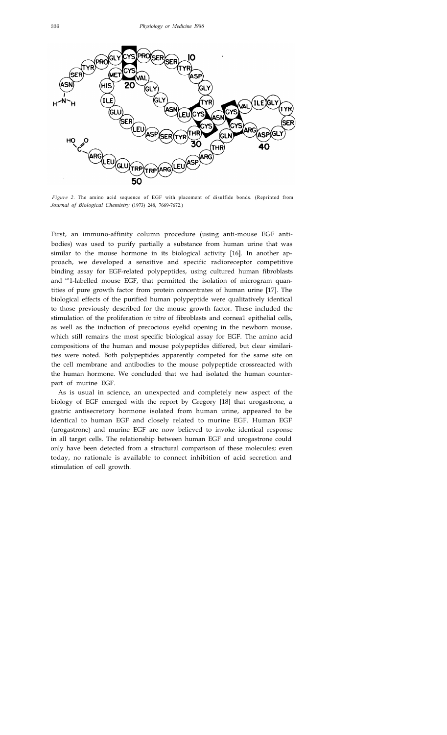*Figure 2.* The amino acid sequence of EGF with placement of disulfide bonds. (Reprinted from *Journal of Biological Chemistry* (1973) 248, 7669-7672.)

First, an immuno-affinity column procedure (using anti-mouse EGF antibodies) was used to purify partially a substance from human urine that was similar to the mouse hormone in its biological activity [16]. In another approach, we developed a sensitive and specific radioreceptor competitive binding assay for EGF-related polypeptides, using cultured human fibroblasts and $^{125}$I-labelled mouse EGF, that permitted the isolation of microgram quantities of pure growth factor from protein concentrates of human urine [17]. The biological effects of the purified human polypeptide were qualitatively identical to those previously described for the mouse growth factor. These included the stimulation of the proliferation *in vitro* of fibroblasts and corneal epithelial cells, as well as the induction of precocious eyelid opening in the newborn mouse, which still remains the most specific biological assay for EGF. The amino acid compositions of the human and mouse polypeptides differed, but clear similarities were noted. Both polypeptides apparently competed for the same site on the cell membrane and antibodies to the mouse polypeptide crossreacted with the human hormone. We concluded that we had isolated the human counterpart of murine EGF.

As is usual in science, an unexpected and completely new aspect of the biology of EGF emerged with the report by Gregory [18] that urogastrone, a gastric antisecretory hormone isolated from human urine, appeared to be identical to human EGF and closely related to murine EGF. Human EGF (urogastrone) and murine EGF are now believed to invoke identical response in all target cells. The relationship between human EGF and urogastrone could only have been detected from a structural comparison of these molecules; even today, no rationale is available to connect inhibition of acid secretion and stimulation of cell growth.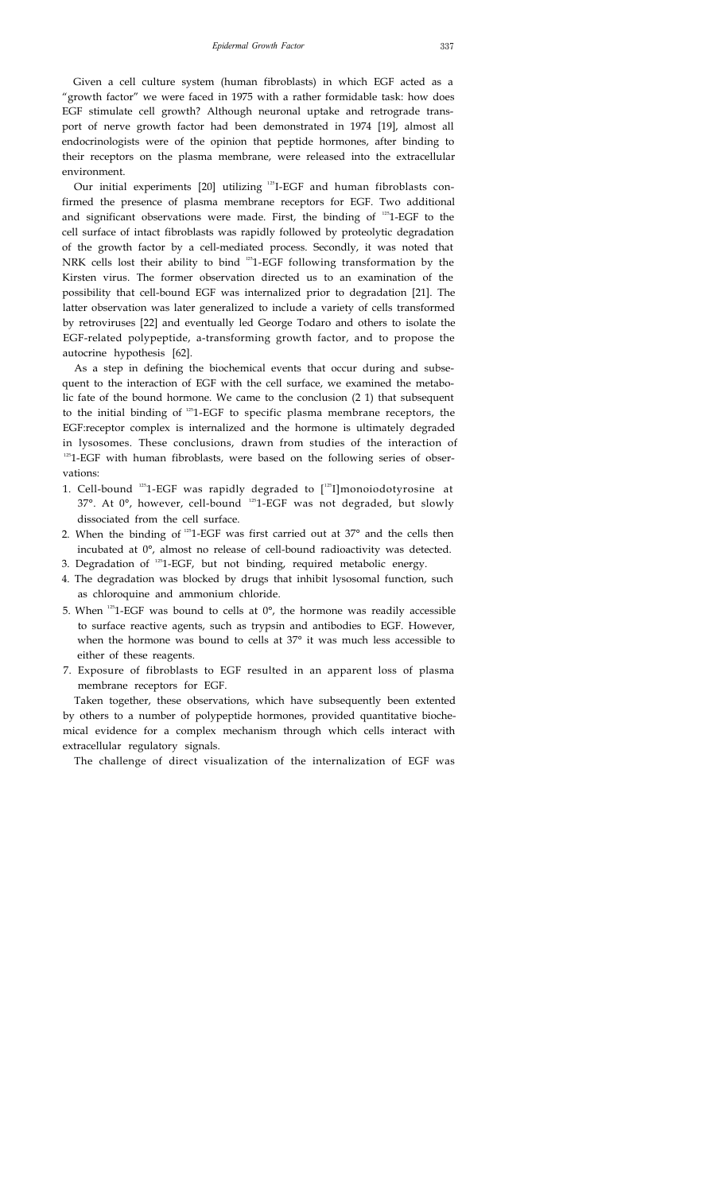Given a cell culture system (human fibroblasts) in which EGF acted as a "growth factor" we were faced in 1975 with a rather formidable task: how does EGF stimulate cell growth? Although neuronal uptake and retrograde transport of nerve growth factor had been demonstrated in 1974 [19], almost all endocrinologists were of the opinion that peptide hormones, after binding to their receptors on the plasma membrane, were released into the extracellular environment.

Our initial experiments [20] utilizing $^{125}$I-EGF and human fibroblasts confirmed the presence of plasma membrane receptors for EGF. Two additional and significant observations were made. First, the binding of $^{125}$1-EGF to the cell surface of intact fibroblasts was rapidly followed by proteolytic degradation of the growth factor by a cell-mediated process. Secondly, it was noted that NRK cells lost their ability to bind $^{125}$1-EGF following transformation by the Kirsten virus. The former observation directed us to an examination of the possibility that cell-bound EGF was internalized prior to degradation [21]. The latter observation was later generalized to include a variety of cells transformed by retroviruses [22] and eventually led George Todaro and others to isolate the EGF-related polypeptide, a-transforming growth factor, and to propose the autocrine hypothesis [62].

As a step in defining the biochemical events that occur during and subsequent to the interaction of EGF with the cell surface, we examined the metabolic fate of the bound hormone. We came to the conclusion (2 1) that subsequent to the initial binding of $^{125}$1-EGF to specific plasma membrane receptors, the EGF:receptor complex is internalized and the hormone is ultimately degraded in lysosomes. These conclusions, drawn from studies of the interaction of $^{125}$1-EGF with human fibroblasts, were based on the following series of observations:

1. Cell-bound $^{125}$1-EGF was rapidly degraded to [$^{125}$I]monoiodotyrosine at 37°. At 0°, however, cell-bound $^{125}$1-EGF was not degraded, but slowly dissociated from the cell surface.
2. When the binding of $^{125}$1-EGF was first carried out at 37° and the cells then incubated at 0°, almost no release of cell-bound radioactivity was detected.
3. Degradation of $^{125}$1-EGF, but not binding, required metabolic energy.
4. The degradation was blocked by drugs that inhibit lysosomal function, such as chloroquine and ammonium chloride.
5. When $^{125}$1-EGF was bound to cells at 0°, the hormone was readily accessible to surface reactive agents, such as trypsin and antibodies to EGF. However, when the hormone was bound to cells at 37° it was much less accessible to either of these reagents.
7. Exposure of fibroblasts to EGF resulted in an apparent loss of plasma membrane receptors for EGF.

Taken together, these observations, which have subsequently been extented by others to a number of polypeptide hormones, provided quantitative biochemical evidence for a complex mechanism through which cells interact with extracellular regulatory signals.

The challenge of direct visualization of the internalization of EGF was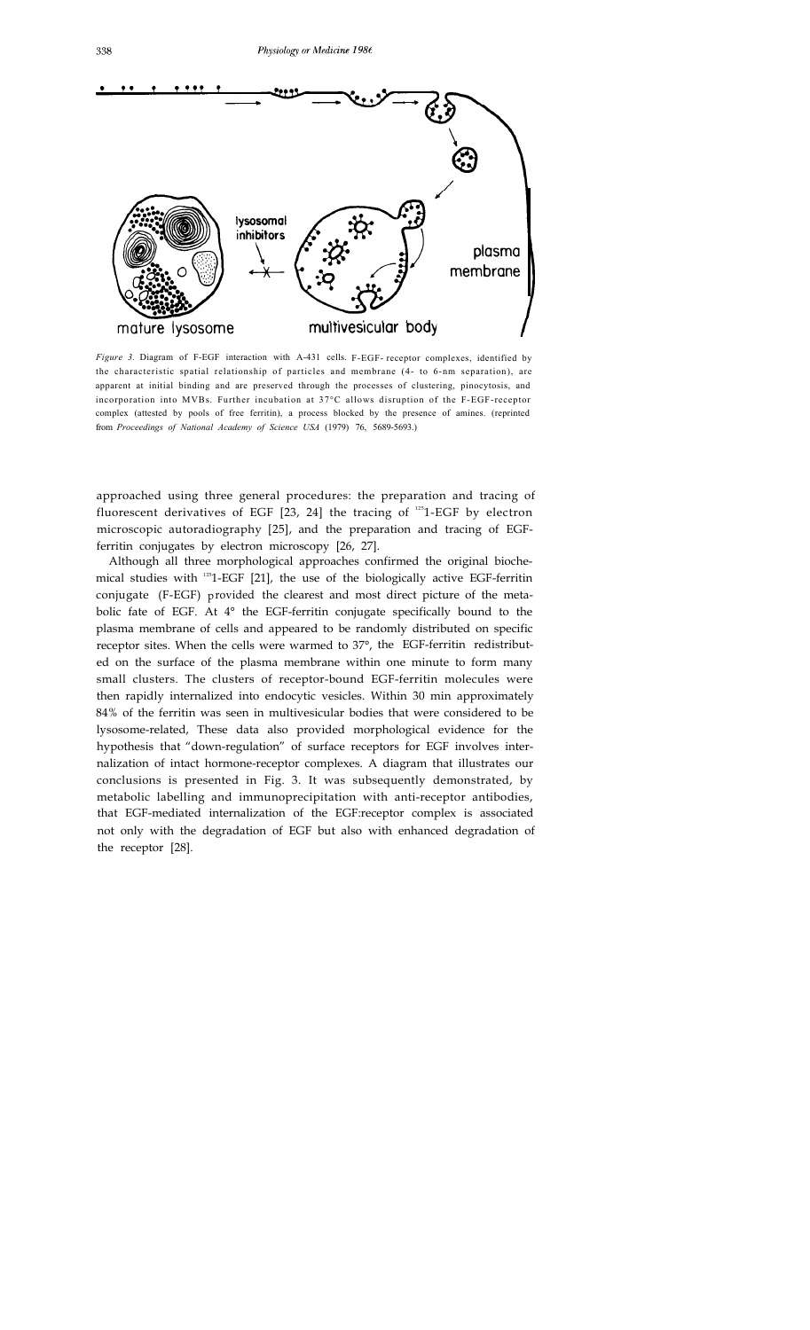*Figure 3.* Diagram of F-EGF interaction with A-431 cells. F-EGF- receptor complexes, identified by the characteristic spatial relationship of particles and membrane (4- to 6-nm separation), are apparent at initial binding and are preserved through the processes of clustering, pinocytosis, and incorporation into MVBs. Further incubation at 37°C allows disruption of the F-EGF-receptor complex (attested by pools of free ferritin), a process blocked by the presence of amines. (reprinted from *Proceedings of National Academy of Science USA* (1979) 76, 5689-5693.)

approached using three general procedures: the preparation and tracing of fluorescent derivatives of EGF [23, 24] the tracing of $^{125}$I-EGF by electron microscopic autoradiography [25], and the preparation and tracing of EGF-ferritin conjugates by electron microscopy [26, 27].

Although all three morphological approaches confirmed the original biochemical studies with $^{125}$I-EGF [21], the use of the biologically active EGF-ferritin conjugate (F-EGF) provided the clearest and most direct picture of the metabolic fate of EGF. At 4° the EGF-ferritin conjugate specifically bound to the plasma membrane of cells and appeared to be randomly distributed on specific receptor sites. When the cells were warmed to 37°, the EGF-ferritin redistributed on the surface of the plasma membrane within one minute to form many small clusters. The clusters of receptor-bound EGF-ferritin molecules were then rapidly internalized into endocytic vesicles. Within 30 min approximately 84% of the ferritin was seen in multivesicular bodies that were considered to be lysosome-related, These data also provided morphological evidence for the hypothesis that "down-regulation" of surface receptors for EGF involves internalization of intact hormone-receptor complexes. A diagram that illustrates our conclusions is presented in Fig. 3. It was subsequently demonstrated, by metabolic labelling and immunoprecipitation with anti-receptor antibodies, that EGF-mediated internalization of the EGF:receptor complex is associated not only with the degradation of EGF but also with enhanced degradation of the receptor [28].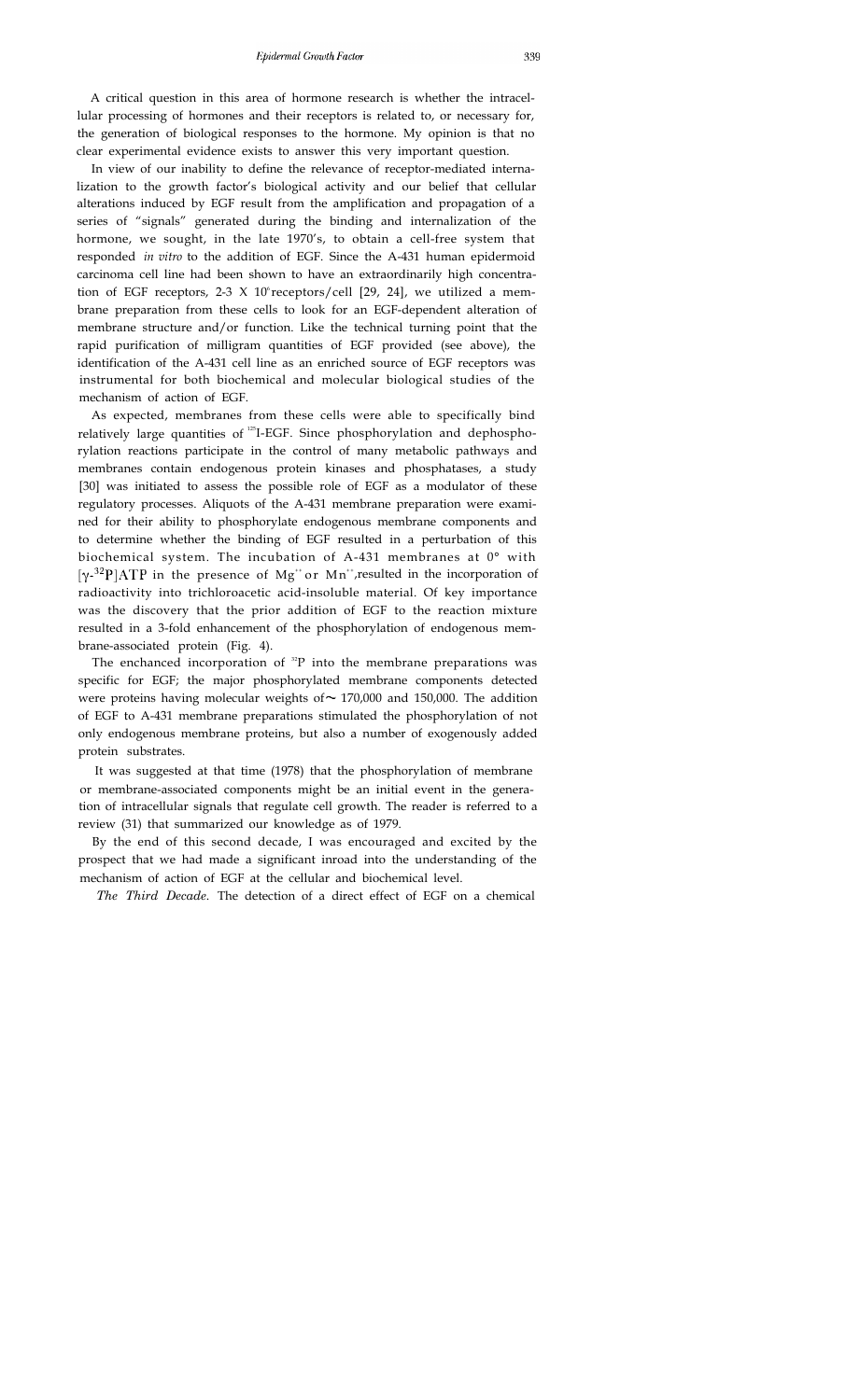A critical question in this area of hormone research is whether the intracellular processing of hormones and their receptors is related to, or necessary for, the generation of biological responses to the hormone. My opinion is that no clear experimental evidence exists to answer this very important question.

In view of our inability to define the relevance of receptor-mediated internalization to the growth factor's biological activity and our belief that cellular alterations induced by EGF result from the amplification and propagation of a series of "signals" generated during the binding and internalization of the hormone, we sought, in the late 1970's, to obtain a cell-free system that responded *in vitro* to the addition of EGF. Since the A-431 human epidermoid carcinoma cell line had been shown to have an extraordinarily high concentration of EGF receptors, 2-3 X $10^6$ receptors/cell [29, 24], we utilized a membrane preparation from these cells to look for an EGF-dependent alteration of membrane structure and/or function. Like the technical turning point that the rapid purification of milligram quantities of EGF provided (see above), the identification of the A-431 cell line as an enriched source of EGF receptors was instrumental for both biochemical and molecular biological studies of the mechanism of action of EGF.

As expected, membranes from these cells were able to specifically bind relatively large quantities of $^{125}$I-EGF. Since phosphorylation and dephosphorylation reactions participate in the control of many metabolic pathways and membranes contain endogenous protein kinases and phosphatases, a study [30] was initiated to assess the possible role of EGF as a modulator of these regulatory processes. Aliquots of the A-431 membrane preparation were examined for their ability to phosphorylate endogenous membrane components and to determine whether the binding of EGF resulted in a perturbation of this biochemical system. The incubation of A-431 membranes at 0° with [$\gamma$-$^{32}$P]ATP in the presence of $Mg^{++}$ or $Mn^{++}$,resulted in the incorporation of radioactivity into trichloroacetic acid-insoluble material. Of key importance was the discovery that the prior addition of EGF to the reaction mixture resulted in a 3-fold enhancement of the phosphorylation of endogenous membrane-associated protein (Fig. 4).

The enchanced incorporation of $^{32}$P into the membrane preparations was specific for EGF; the major phosphorylated membrane components detected were proteins having molecular weights of $\sim$ 170,000 and 150,000. The addition of EGF to A-431 membrane preparations stimulated the phosphorylation of not only endogenous membrane proteins, but also a number of exogenously added protein substrates.

It was suggested at that time (1978) that the phosphorylation of membrane or membrane-associated components might be an initial event in the generation of intracellular signals that regulate cell growth. The reader is referred to a review (31) that summarized our knowledge as of 1979.

By the end of this second decade, I was encouraged and excited by the prospect that we had made a significant inroad into the understanding of the mechanism of action of EGF at the cellular and biochemical level.

*The Third Decade.* The detection of a direct effect of EGF on a chemical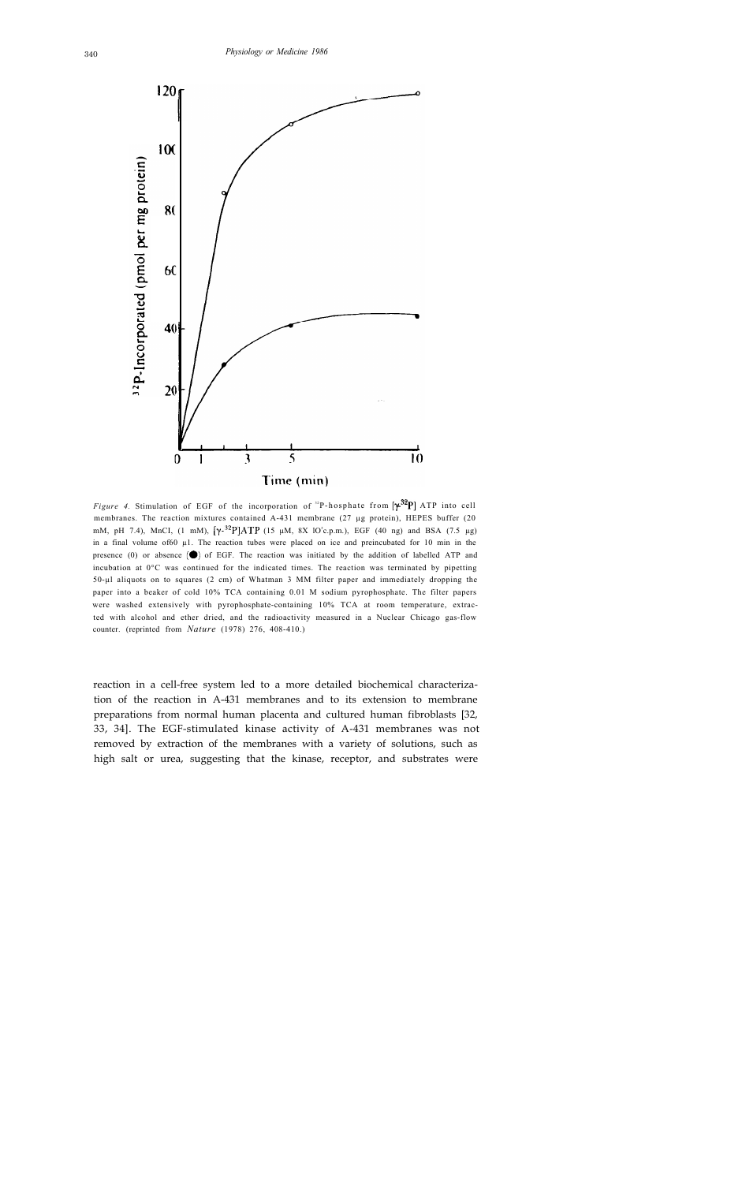*Figure 4.* Stimulation of EGF of the incorporation of $^{32}$P-hosphate from [$\gamma$-$^{32}$P] ATP into cell membranes. The reaction mixtures contained A-431 membrane (27 µg protein), HEPES buffer (20 mM, pH 7.4), MnCI, (1 mM), [$\gamma$-$^{32}$P]ATP (15 µM, 8X lO'c.p.m.), EGF (40 ng) and BSA (7.5 µg) in a final volume of60 µ1. The reaction tubes were placed on ice and preincubated for 10 min in the presence (0) or absence (●) of EGF. The reaction was initiated by the addition of labelled ATP and incubation at 0°C was continued for the indicated times. The reaction was terminated by pipetting 50-µl aliquots on to squares (2 cm) of Whatman 3 MM filter paper and immediately dropping the paper into a beaker of cold 10% TCA containing 0.01 M sodium pyrophosphate. The filter papers were washed extensively with pyrophosphate-containing 10% TCA at room temperature, extracted with alcohol and ether dried, and the radioactivity measured in a Nuclear Chicago gas-flow counter. (reprinted from *Nature* (1978) 276, 408-410.)

reaction in a cell-free system led to a more detailed biochemical characterization of the reaction in A-431 membranes and to its extension to membrane preparations from normal human placenta and cultured human fibroblasts [32, 33, 34]. The EGF-stimulated kinase activity of A-431 membranes was not removed by extraction of the membranes with a variety of solutions, such as high salt or urea, suggesting that the kinase, receptor, and substrates were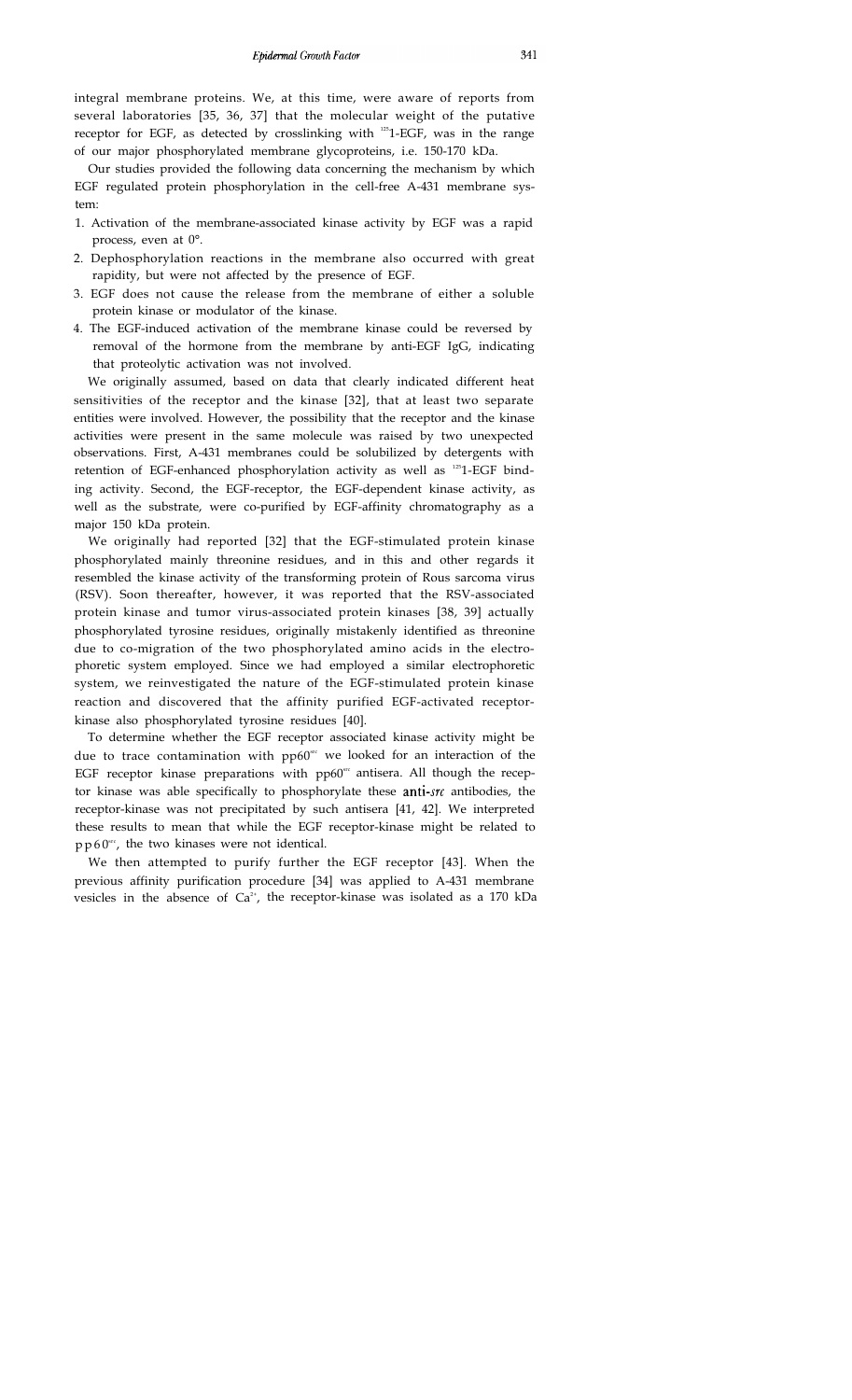integral membrane proteins. We, at this time, were aware of reports from several laboratories [35, 36, 37] that the molecular weight of the putative receptor for EGF, as detected by crosslinking with $^{125}$I-EGF, was in the range of our major phosphorylated membrane glycoproteins, i.e. 150-170 kDa.

Our studies provided the following data concerning the mechanism by which EGF regulated protein phosphorylation in the cell-free A-431 membrane system:

1. Activation of the membrane-associated kinase activity by EGF was a rapid process, even at 0°.
2. Dephosphorylation reactions in the membrane also occurred with great rapidity, but were not affected by the presence of EGF.
3. EGF does not cause the release from the membrane of either a soluble protein kinase or modulator of the kinase.
4. The EGF-induced activation of the membrane kinase could be reversed by removal of the hormone from the membrane by anti-EGF IgG, indicating that proteolytic activation was not involved.

We originally assumed, based on data that clearly indicated different heat sensitivities of the receptor and the kinase [32], that at least two separate entities were involved. However, the possibility that the receptor and the kinase activities were present in the same molecule was raised by two unexpected observations. First, A-431 membranes could be solubilized by detergents with retention of EGF-enhanced phosphorylation activity as well as $^{125}$I-EGF binding activity. Second, the EGF-receptor, the EGF-dependent kinase activity, as well as the substrate, were co-purified by EGF-affinity chromatography as a major 150 kDa protein.

We originally had reported [32] that the EGF-stimulated protein kinase phosphorylated mainly threonine residues, and in this and other regards it resembled the kinase activity of the transforming protein of Rous sarcoma virus (RSV). Soon thereafter, however, it was reported that the RSV-associated protein kinase and tumor virus-associated protein kinases [38, 39] actually phosphorylated tyrosine residues, originally mistakenly identified as threonine due to co-migration of the two phosphorylated amino acids in the electrophoretic system employed. Since we had employed a similar electrophoretic system, we reinvestigated the nature of the EGF-stimulated protein kinase reaction and discovered that the affinity purified EGF-activated receptor-kinase also phosphorylated tyrosine residues [40].

To determine whether the EGF receptor associated kinase activity might be due to trace contamination with pp60$^{src}$ we looked for an interaction of the EGF receptor kinase preparations with pp60$^{src}$ antisera. All though the receptor kinase was able specifically to phosphorylate these **anti-*src*** antibodies, the receptor-kinase was not precipitated by such antisera [41, 42]. We interpreted these results to mean that while the EGF receptor-kinase might be related to pp60$^{src}$, the two kinases were not identical.

We then attempted to purify further the EGF receptor [43]. When the previous affinity purification procedure [34] was applied to A-431 membrane vesicles in the absence of $Ca^{2+}$, the receptor-kinase was isolated as a 170 kDa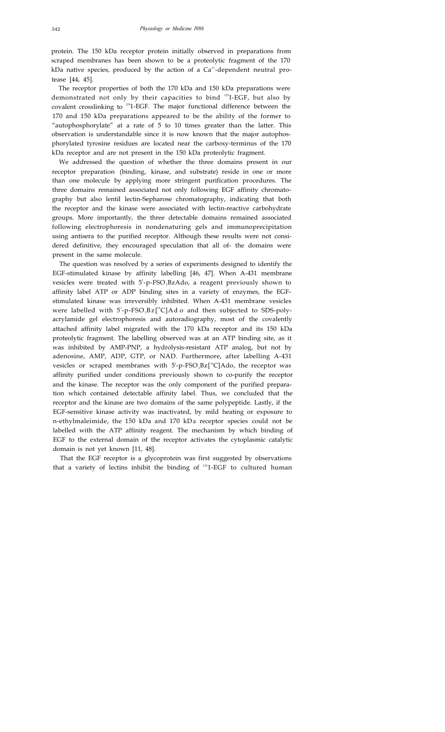protein. The 150 kDa receptor protein initially observed in preparations from scraped membranes has been shown to be a proteolytic fragment of the 170 kDa native species, produced by the action of a $Ca^{2+}$-dependent neutral protease [44, 45].

The receptor properties of both the 170 kDa and 150 kDa preparations were demonstrated not only by their capacities to bind $^{125}$I-EGF, but also by covalent crosslinking to $^{125}$I-EGF. The major functional difference between the 170 and 150 kDa preparations appeared to be the ability of the former to "autophosphorylate" at a rate of 5 to 10 times greater than the latter. This observation is understandable since it is now known that the major autophosphorylated tyrosine residues are located near the carboxy-terminus of the 170 kDa receptor and are not present in the 150 kDa proteolytic fragment.

We addressed the question of whether the three domains present in our receptor preparation (binding, kinase, and substrate) reside in one or more than one molecule by applying more stringent purification procedures. The three domains remained associated not only following EGF affinity chromatography but also lentil lectin-Sepharose chromatography, indicating that both the receptor and the kinase were associated with lectin-reactive carbohydrate groups. More importantly, the three detectable domains remained associated following electrophoresis in nondenaturing gels and immunoprecipitation using antisera to the purified receptor. Although these results were not considered definitive, they encouraged speculation that all of- the domains were present in the same molecule.

The question was resolved by a series of experiments designed to identify the EGF-stimulated kinase by affinity labelling [46, 47]. When A-431 membrane vesicles were treated with 5'-p-$FSO_2$BzAdo, a reagent previously shown to affinity label ATP or ADP binding sites in a variety of enzymes, the EGF-stimulated kinase was irreversibly inhibited. When A-431 membrane vesicles were labelled with 5'-p-$FSO_2$Bz[$^{14}$C]Ado and then subjected to SDS-polyacrylamide gel electrophoresis and autoradiography, most of the covalently attached affinity label migrated with the 170 kDa receptor and its 150 kDa proteolytic fragment. The labelling observed was at an ATP binding site, as it was inhibited by AMP-PNP, a hydrolysis-resistant ATP analog, but not by adenosine, AMP, ADP, GTP, or NAD. Furthermore, after labelling A-431 vesicles or scraped membranes with 5'-p-$FSO_2$Bz[$^{14}$C]Ado, the receptor was affinity purified under conditions previously shown to co-purify the receptor and the kinase. The receptor was the only component of the purified preparation which contained detectable affinity label. Thus, we concluded that the receptor and the kinase are two domains of the same polypeptide. Lastly, if the EGF-sensitive kinase activity was inactivated, by mild heating or exposure to n-ethylmaleimide, the 150 kDa and 170 kDa receptor species could not be labelled with the ATP affinity reagent. The mechanism by which binding of EGF to the external domain of the receptor activates the cytoplasmic catalytic domain is not yet known [11, 48].

That the EGF receptor is a glycoprotein was first suggested by observations that a variety of lectins inhibit the binding of $^{125}$I-EGF to cultured human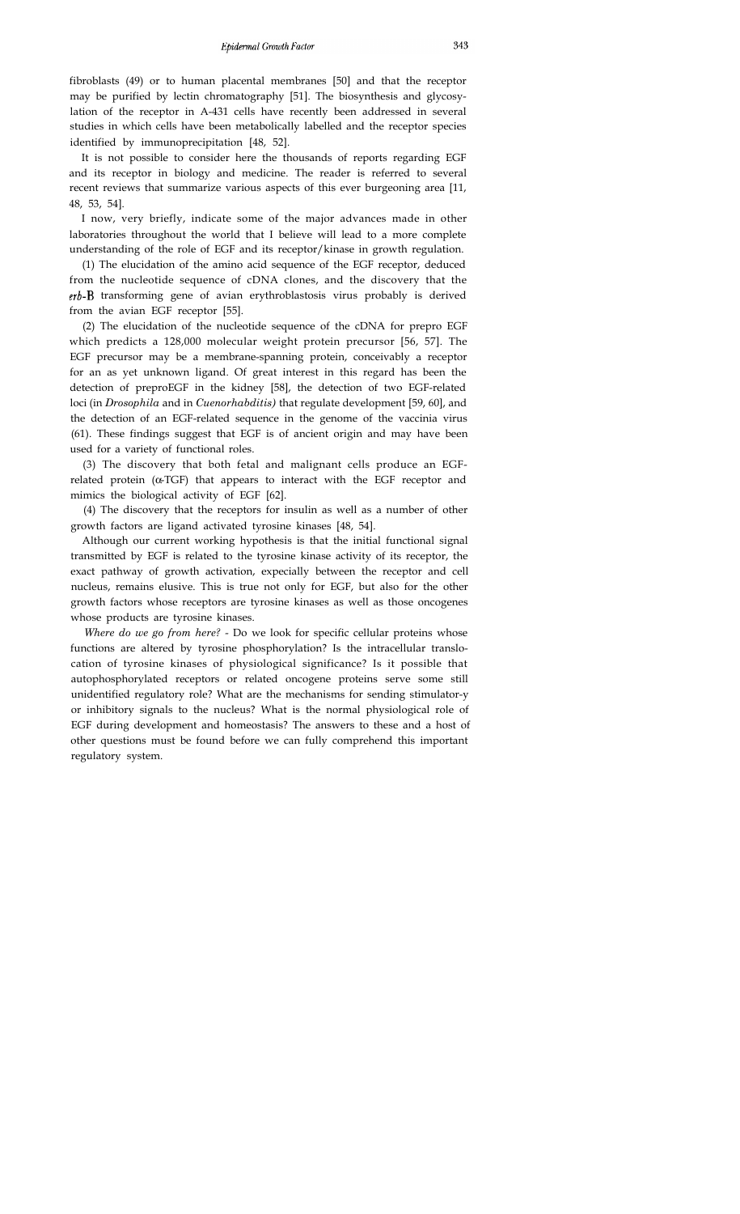fibroblasts (49) or to human placental membranes [50] and that the receptor may be purified by lectin chromatography [51]. The biosynthesis and glycosylation of the receptor in A-431 cells have recently been addressed in several studies in which cells have been metabolically labelled and the receptor species identified by immunoprecipitation [48, 52].

It is not possible to consider here the thousands of reports regarding EGF and its receptor in biology and medicine. The reader is referred to several recent reviews that summarize various aspects of this ever burgeoning area [11, 48, 53, 54].

I now, very briefly, indicate some of the major advances made in other laboratories throughout the world that I believe will lead to a more complete understanding of the role of EGF and its receptor/kinase in growth regulation.

(1) The elucidation of the amino acid sequence of the EGF receptor, deduced from the nucleotide sequence of cDNA clones, and the discovery that the *erb*-B transforming gene of avian erythroblastosis virus probably is derived from the avian EGF receptor [55].

(2) The elucidation of the nucleotide sequence of the cDNA for prepro EGF which predicts a 128,000 molecular weight protein precursor [56, 57]. The EGF precursor may be a membrane-spanning protein, conceivably a receptor for an as yet unknown ligand. Of great interest in this regard has been the detection of preproEGF in the kidney [58], the detection of two EGF-related loci (in *Drosophila* and in *Cuenorhabditis)* that regulate development [59, 60], and the detection of an EGF-related sequence in the genome of the vaccinia virus (61). These findings suggest that EGF is of ancient origin and may have been used for a variety of functional roles.

(3) The discovery that both fetal and malignant cells produce an EGF-related protein (α-TGF) that appears to interact with the EGF receptor and mimics the biological activity of EGF [62].

(4) The discovery that the receptors for insulin as well as a number of other growth factors are ligand activated tyrosine kinases [48, 54].

Although our current working hypothesis is that the initial functional signal transmitted by EGF is related to the tyrosine kinase activity of its receptor, the exact pathway of growth activation, expecially between the receptor and cell nucleus, remains elusive. This is true not only for EGF, but also for the other growth factors whose receptors are tyrosine kinases as well as those oncogenes whose products are tyrosine kinases.

*Where do we go from here?* - Do we look for specific cellular proteins whose functions are altered by tyrosine phosphorylation? Is the intracellular translocation of tyrosine kinases of physiological significance? Is it possible that autophosphorylated receptors or related oncogene proteins serve some still unidentified regulatory role? What are the mechanisms for sending stimulator-y or inhibitory signals to the nucleus? What is the normal physiological role of EGF during development and homeostasis? The answers to these and a host of other questions must be found before we can fully comprehend this important regulatory system.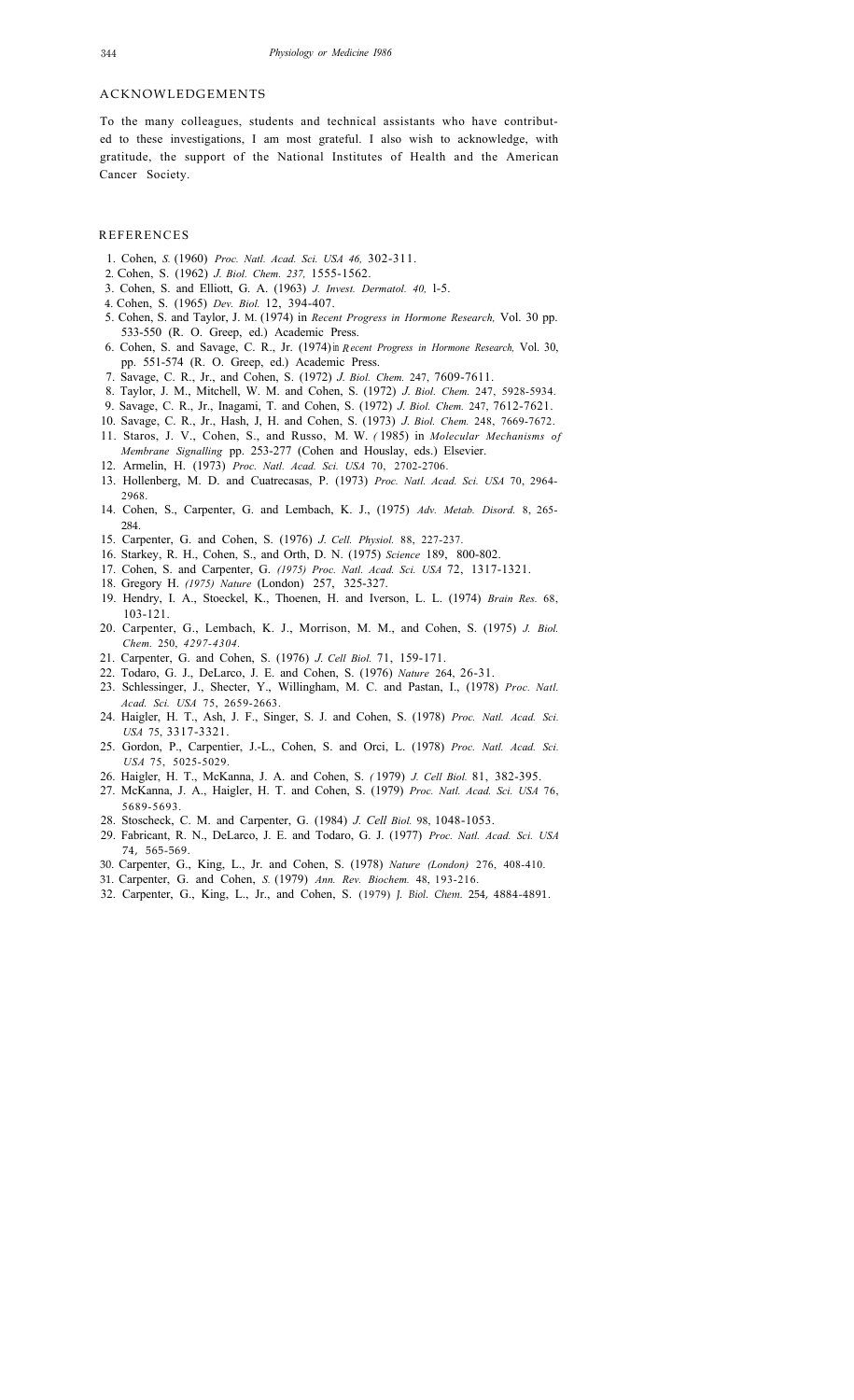## ACKNOWLEDGEMENTS

To the many colleagues, students and technical assistants who have contributed to these investigations, I am most grateful. I also wish to acknowledge, with gratitude, the support of the National Institutes of Health and the American Cancer Society.

## REFERENCES

1. Cohen, S. (1960) *Proc. Natl. Acad. Sci. USA 46,* 302-311.
2. Cohen, S. (1962) *J. Biol. Chem. 237,* 1555-1562.
3. Cohen, S. and Elliott, G. A. (1963) *J. Invest. Dermatol. 40,* l-5.
4. Cohen, S. (1965) *Dev. Biol.* 12, 394-407.
5. Cohen, S. and Taylor, J. M. (1974) in *Recent Progress in Hormone Research,* Vol. 30 pp. 533-550 (R. O. Greep, ed.) Academic Press.
6. Cohen, S. and Savage, C. R., Jr. (1974) in *Recent Progress in Hormone Research,* Vol. 30, pp. 551-574 (R. O. Greep, ed.) Academic Press.
7. Savage, C. R., Jr., and Cohen, S. (1972) *J. Biol. Chem.* 247, 7609-7611.
8. Taylor, J. M., Mitchell, W. M. and Cohen, S. (1972) *J. Biol. Chem.* 247, 5928-5934.
9. Savage, C. R., Jr., Inagami, T. and Cohen, S. (1972) *J. Biol. Chem.* 247, 7612-7621.
10. Savage, C. R., Jr., Hash, J, H. and Cohen, S. (1973) *J. Biol. Chem.* 248, 7669-7672.
11. Staros, J. V., Cohen, S., and Russo, M. W. (1985) in *Molecular Mechanisms of Membrane Signalling* pp. 253-277 (Cohen and Houslay, eds.) Elsevier.
12. Armelin, H. (1973) *Proc. Natl. Acad. Sci. USA* 70, 2702-2706.
13. Hollenberg, M. D. and Cuatrecasas, P. (1973) *Proc. Natl. Acad. Sci. USA* 70, 2964-2968.
14. Cohen, S., Carpenter, G. and Lembach, K. J., (1975) *Adv. Metab. Disord.* 8, 265-284.
15. Carpenter, G. and Cohen, S. (1976) *J. Cell. Physiol.* 88, 227-237.
16. Starkey, R. H., Cohen, S., and Orth, D. N. (1975) *Science* 189, 800-802.
17. Cohen, S. and Carpenter, G. *(1975) Proc. Natl. Acad. Sci. USA* 72, 1317-1321.
18. Gregory H. *(1975) Nature* (London) 257, 325-327.
19. Hendry, I. A., Stoeckel, K., Thoenen, H. and Iverson, L. L. (1974) *Brain Res.* 68, 103-121.
20. Carpenter, G., Lembach, K. J., Morrison, M. M., and Cohen, S. (1975) *J. Biol. Chem.* 250, *4297-4304.*
21. Carpenter, G. and Cohen, S. (1976) *J. Cell Biol.* 71, 159-171.
22. Todaro, G. J., DeLarco, J. E. and Cohen, S. (1976) *Nature* 264, 26-31.
23. Schlessinger, J., Shecter, Y., Willingham, M. C. and Pastan, I., (1978) *Proc. Natl. Acad. Sci. USA* 75, 2659-2663.
24. Haigler, H. T., Ash, J. F., Singer, S. J. and Cohen, S. (1978) *Proc. Natl. Acad. Sci. USA* 75, 3317-3321.
25. Gordon, P., Carpentier, J.-L., Cohen, S. and Orci, L. (1978) *Proc. Natl. Acad. Sci. USA* 75, 5025-5029.
26. Haigler, H. T., McKanna, J. A. and Cohen, S. (1979) *J. Cell Biol.* 81, 382-395.
27. McKanna, J. A., Haigler, H. T. and Cohen, S. (1979) *Proc. Natl. Acad. Sci. USA* 76, 5689-5693.
28. Stoscheck, C. M. and Carpenter, G. (1984) *J. Cell Biol.* 98, 1048-1053.
29. Fabricant, R. N., DeLarco, J. E. and Todaro, G. J. (1977) *Proc. Natl. Acad. Sci. USA* 74, 565-569.
30. Carpenter, G., King, L., Jr. and Cohen, S. (1978) *Nature (London)* 276, 408-410.
31. Carpenter, G. and Cohen, S. (1979) *Ann. Rev. Biochem.* 48, 193-216.
32. Carpenter, G., King, L., Jr., and Cohen, S. (1979) *J. Biol. Chem.* 254, 4884-4891.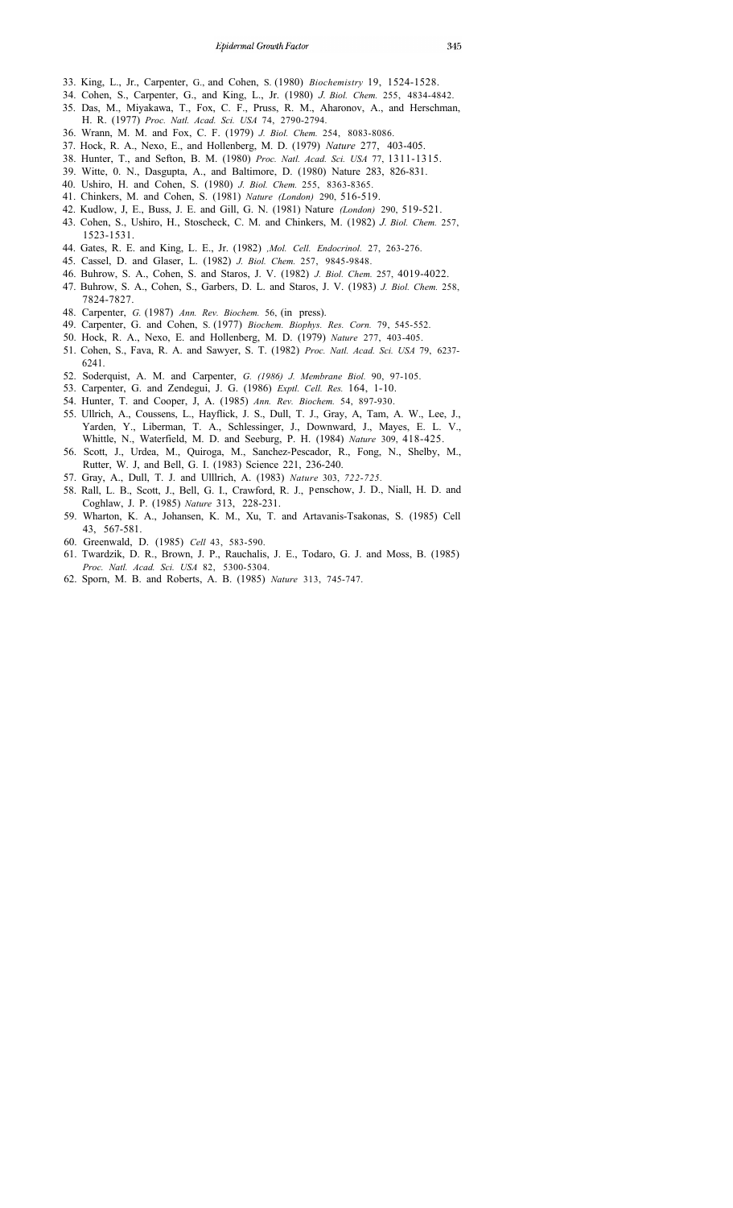33. King, L., Jr., Carpenter, G., and Cohen, S. (1980) *Biochemistry* 19, 1524-1528.
34. Cohen, S., Carpenter, G., and King, L., Jr. (1980) *J. Biol. Chem.* 255, 4834-4842.
35. Das, M., Miyakawa, T., Fox, C. F., Pruss, R. M., Aharonov, A., and Herschman, H. R. (1977) *Proc. Natl. Acad. Sci. USA* 74, 2790-2794.
36. Wrann, M. M. and Fox, C. F. (1979) *J. Biol. Chem.* 254, 8083-8086.
37. Hock, R. A., Nexo, E., and Hollenberg, M. D. (1979) *Nature* 277, 403-405.
38. Hunter, T., and Sefton, B. M. (1980) *Proc. Natl. Acad. Sci. USA* 77, 1311-1315.
39. Witte, 0. N., Dasgupta, A., and Baltimore, D. (1980) Nature 283, 826-831.
40. Ushiro, H. and Cohen, S. (1980) *J. Biol. Chem.* 255, 8363-8365.
41. Chinkers, M. and Cohen, S. (1981) *Nature (London)* 290, 516-519.
42. Kudlow, J, E., Buss, J. E. and Gill, G. N. (1981) Nature *(London)* 290, 519-521.
43. Cohen, S., Ushiro, H., Stoscheck, C. M. and Chinkers, M. (1982) *J. Biol. Chem.* 257, 1523-1531.
44. Gates, R. E. and King, L. E., Jr. (1982) *,Mol. Cell. Endocrinol.* 27, 263-276.
45. Cassel, D. and Glaser, L. (1982) *J. Biol. Chem.* 257, 9845-9848.
46. Buhrow, S. A., Cohen, S. and Staros, J. V. (1982) *J. Biol. Chem.* 257, 4019-4022.
47. Buhrow, S. A., Cohen, S., Garbers, D. L. and Staros, J. V. (1983) *J. Biol. Chem.* 258, 7824-7827.
48. Carpenter, *G.* (1987) *Ann. Rev. Biochem.* 56, (in press).
49. Carpenter, G. and Cohen, S. (1977) *Biochem. Biophys. Res. Corn.* 79, 545-552.
50. Hock, R. A., Nexo, E. and Hollenberg, M. D. (1979) *Nature* 277, 403-405.
51. Cohen, S., Fava, R. A. and Sawyer, S. T. (1982) *Proc. Natl. Acad. Sci. USA* 79, 6237-6241.
52. Soderquist, A. M. and Carpenter, *G. (1986) J. Membrane Biol.* 90, 97-105.
53. Carpenter, G. and Zendegui, J. G. (1986) *Exptl. Cell. Res.* 164, 1-10.
54. Hunter, T. and Cooper, J, A. (1985) *Ann. Rev. Biochem.* 54, 897-930.
55. Ullrich, A., Coussens, L., Hayflick, J. S., Dull, T. J., Gray, A, Tam, A. W., Lee, J., Yarden, Y., Liberman, T. A., Schlessinger, J., Downward, J., Mayes, E. L. V., Whittle, N., Waterfield, M. D. and Seeburg, P. H. (1984) *Nature* 309, 418-425.
56. Scott, J., Urdea, M., Quiroga, M., Sanchez-Pescador, R., Fong, N., Shelby, M., Rutter, W. J, and Bell, G. I. (1983) Science 221, 236-240.
57. Gray, A., Dull, T. J. and Ulllrich, A. (1983) *Nature* 303, *722-725.*
58. Rall, L. B., Scott, J., Bell, G. I., Crawford, R. J., Penschow, J. D., Niall, H. D. and Coghlaw, J. P. (1985) *Nature* 313, 228-231.
59. Wharton, K. A., Johansen, K. M., Xu, T. and Artavanis-Tsakonas, S. (1985) Cell 43, 567-581.
60. Greenwald, D. (1985) *Cell* 43, 583-590.
61. Twardzik, D. R., Brown, J. P., Rauchalis, J. E., Todaro, G. J. and Moss, B. (1985) *Proc. Natl. Acad. Sci. USA* 82, 5300-5304.
62. Sporn, M. B. and Roberts, A. B. (1985) *Nature* 313, 745-747.